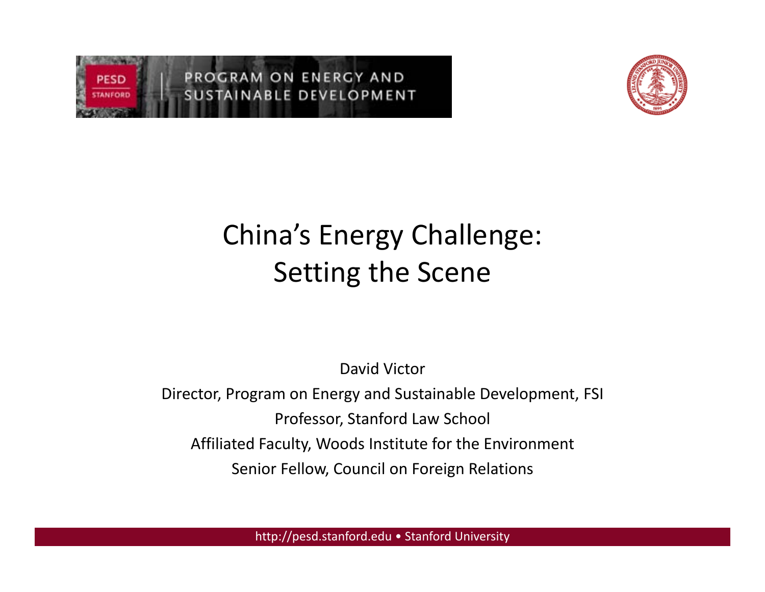PROGRAM ON ENERGY AND SUSTAINABLE DEVELOPMENT

# China's Energy Challenge: Setting the Scene

David Victor

Director, Program on Energy and Sustainable Development, FSI

Professor, Stanford Law School

Affiliated Faculty, Woods Institute for the Environment

Senior Fellow, Council on Foreign Relations

http://pesd.stanford.edu • Stanford University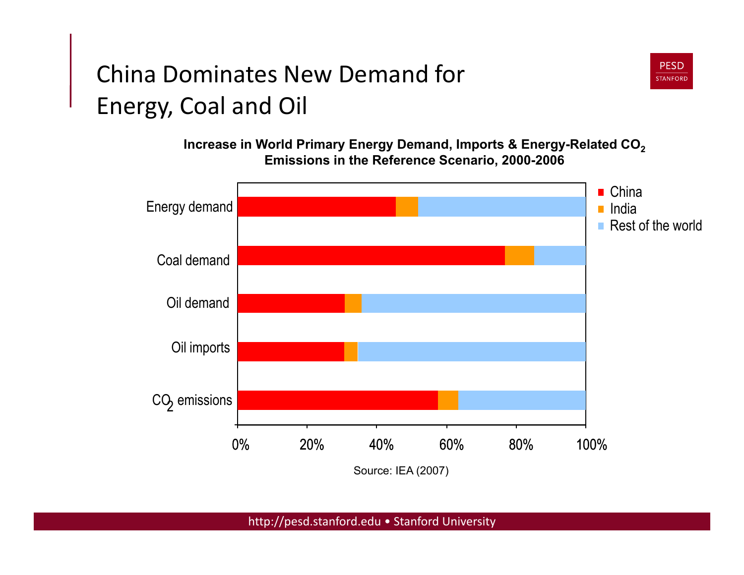# China Dominates New Demand for Energy, Coal and Oil

**Increase in World Primary Energy Demand, Imports & Energy-Related $CO_2$ Emissions in the Reference Scenario, 2000-2006**

Energy demand

Coal demand

Oil demand

Oil imports

$CO_2$ emissions

0% 20% 40% 60% 80% 100%

- China
- India
- Rest of the world

Source: IEA (2007)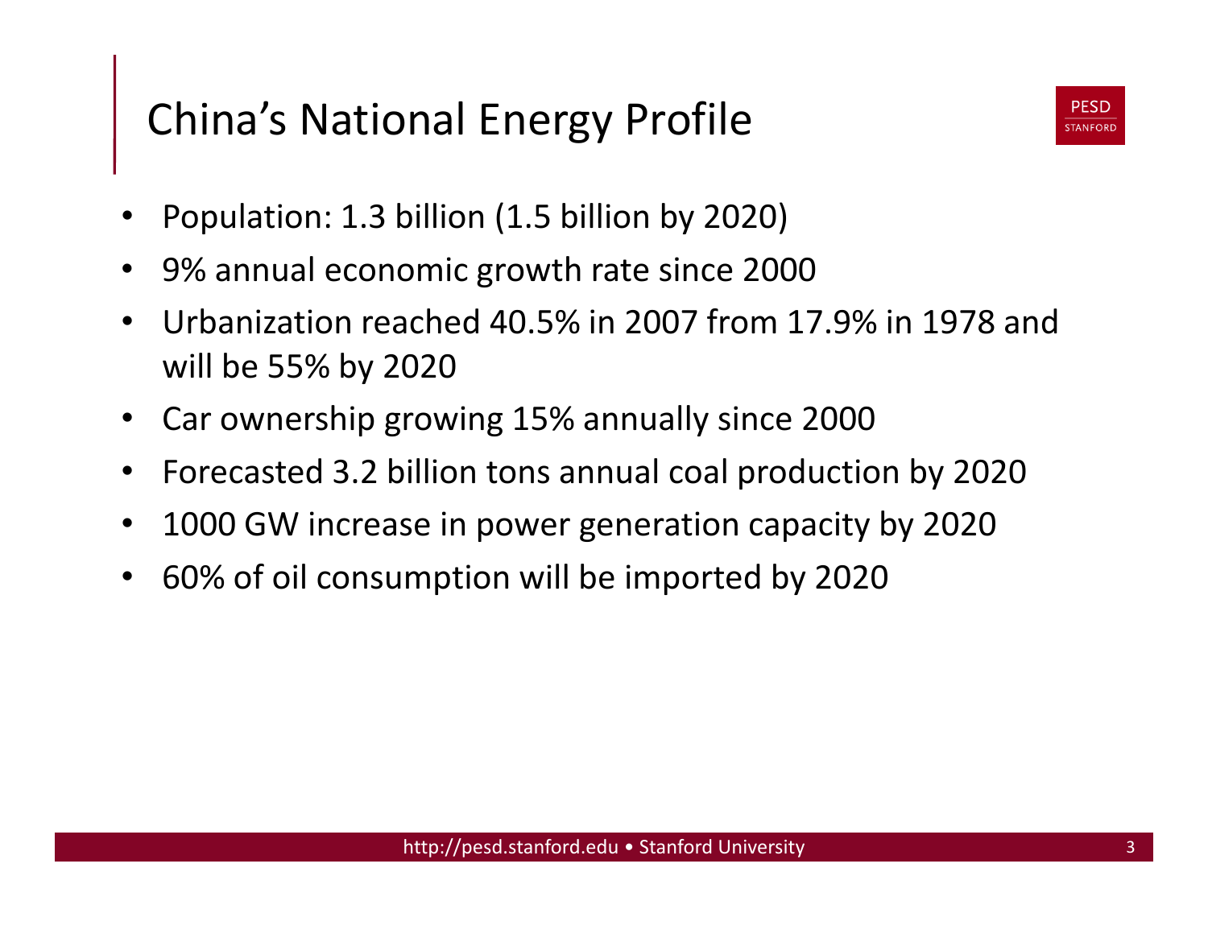# China's National Energy Profile

- Population: 1.3 billion (1.5 billion by 2020)
- 9% annual economic growth rate since 2000
- Urbanization reached 40.5% in 2007 from 17.9% in 1978 and will be 55% by 2020
- Car ownership growing 15% annually since 2000
- Forecasted 3.2 billion tons annual coal production by 2020
- 1000 GW increase in power generation capacity by 2020
- 60% of oil consumption will be imported by 2020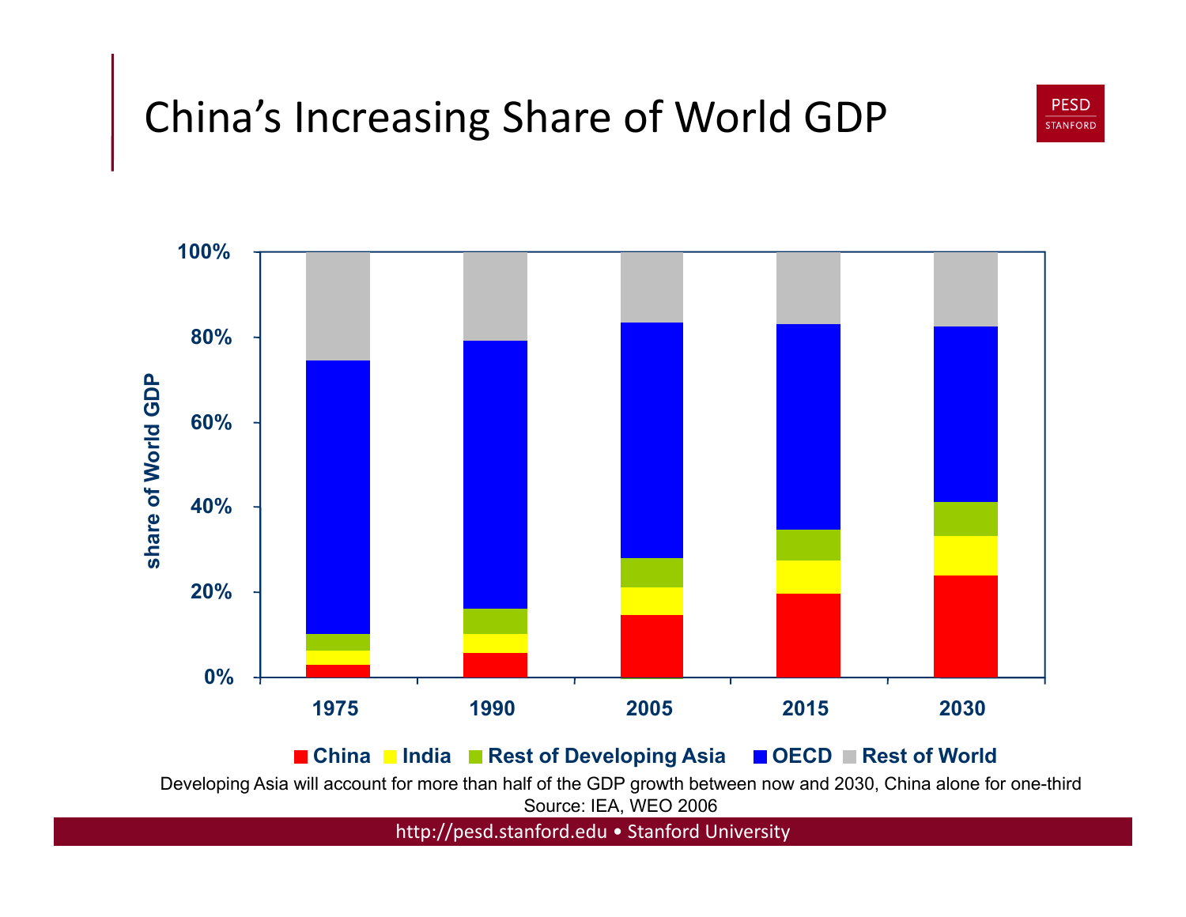# China's Increasing Share of World GDP

Developing Asia will account for more than half of the GDP growth between now and 2030, China alone for one-third

Source: IEA, WEO 2006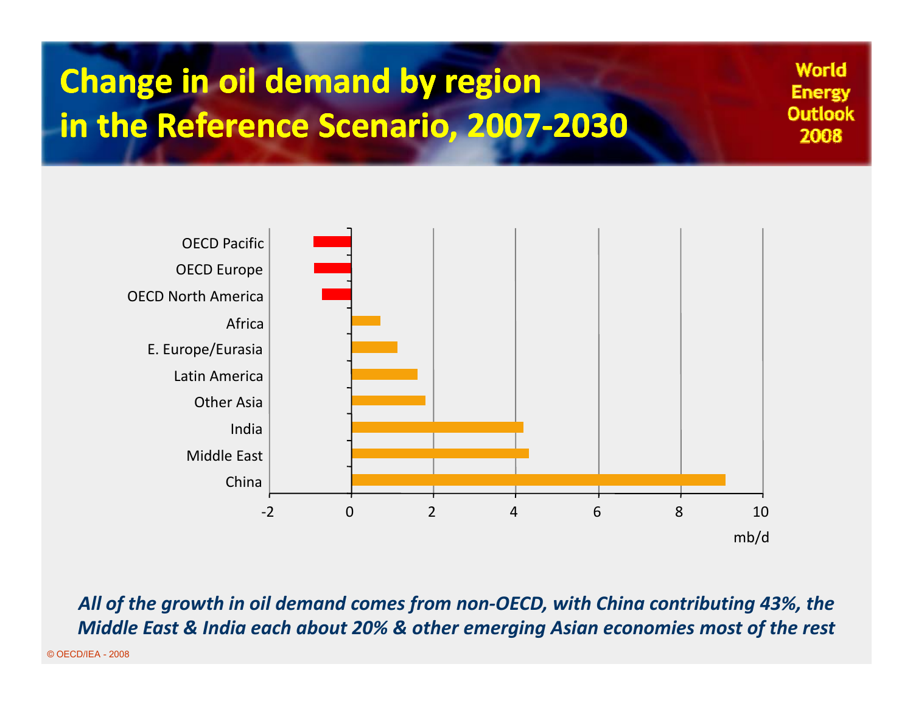# Change in oil demand by region in the Reference Scenario, 2007-2030

World Energy Outlook 2008

| Region | Change (mb/d) |
|---|---|
| OECD Pacific | -0.9 |
| OECD Europe | -0.9 |
| OECD North America | -0.7 |
| Africa | 0.7 |
| E. Europe/Eurasia | 1.1 |
| Latin America | 1.6 |
| Other Asia | 1.8 |
| India | 4.2 |
| Middle East | 4.3 |
| China | 9.1 |

*All of the growth in oil demand comes from non-OECD, with China contributing 43%, the Middle East & India each about 20% & other emerging Asian economies most of the rest*

© OECD/IEA - 2008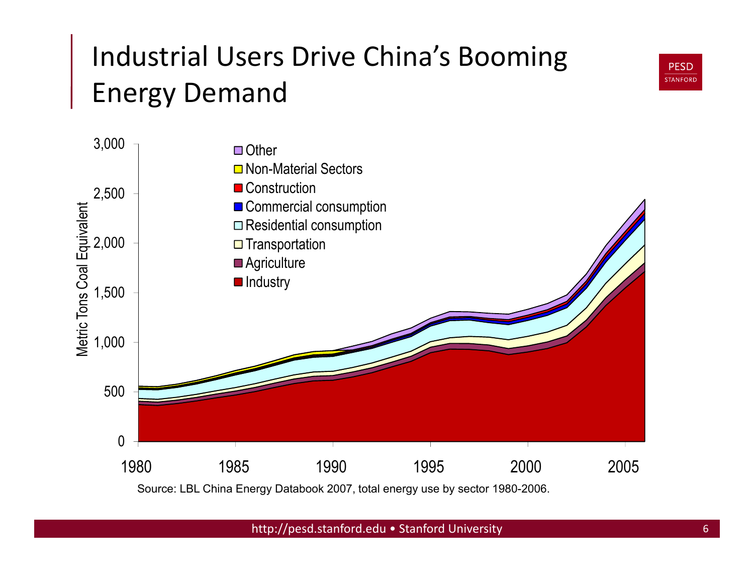# Industrial Users Drive China's Booming Energy Demand

Source: LBL China Energy Databook 2007, total energy use by sector 1980-2006.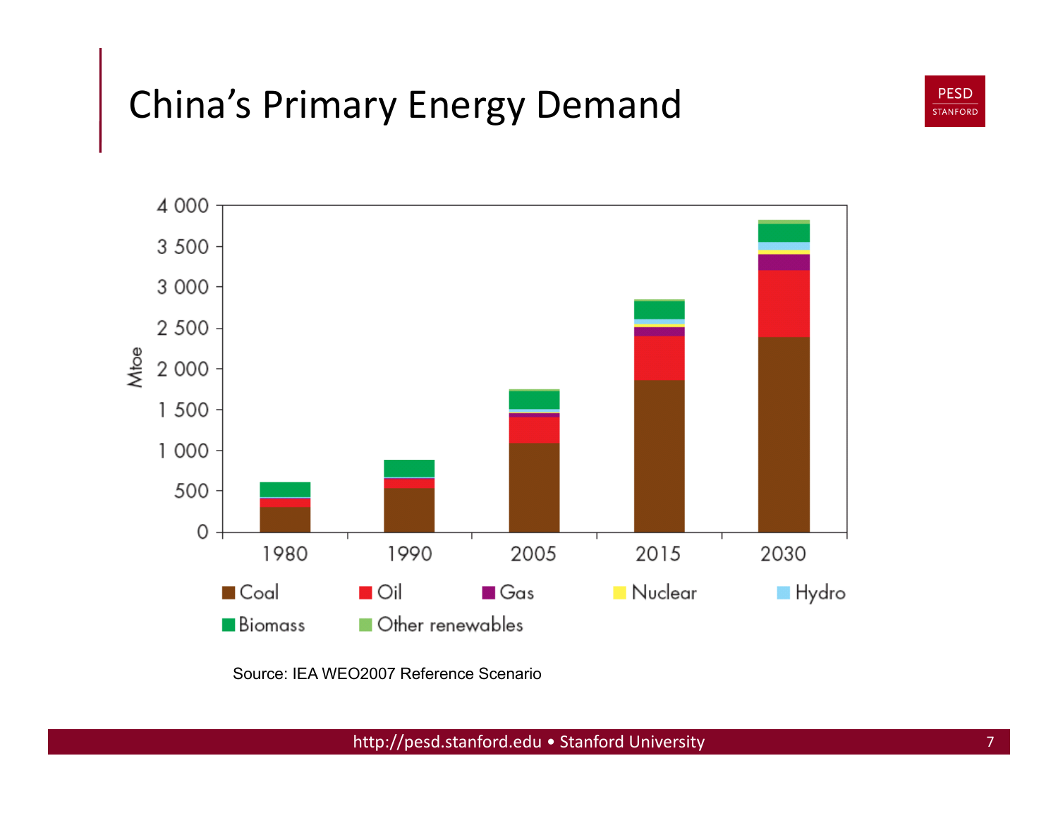# China's Primary Energy Demand

Source: IEA WEO2007 Reference Scenario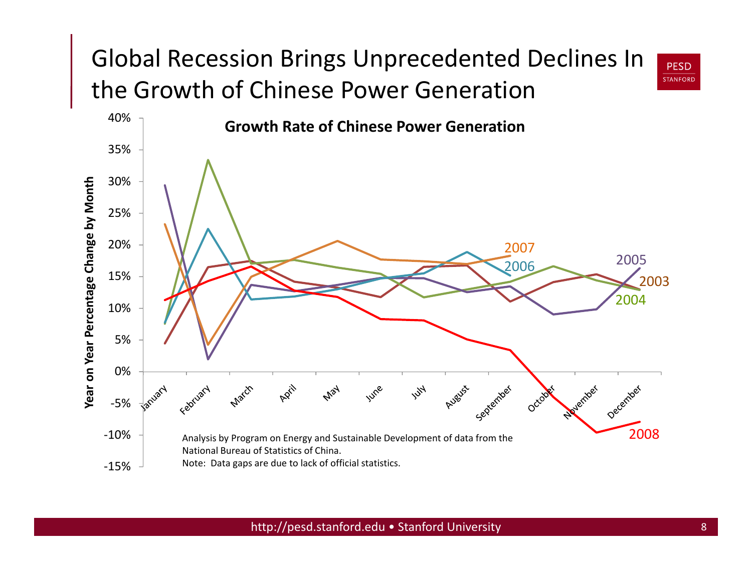# Global Recession Brings Unprecedented Declines In the Growth of Chinese Power Generation

**Growth Rate of Chinese Power Generation**

Year on Year Percentage Change by Month

40%, 35%, 30%, 25%, 20%, 15%, 10%, 5%, 0%, -5%, -10%, -15%

January, February, March, April, May, June, July, August, September, October, November, December

2003, 2004, 2005, 2006, 2007, 2008

Analysis by Program on Energy and Sustainable Development of data from the National Bureau of Statistics of China.

Note: Data gaps are due to lack of official statistics.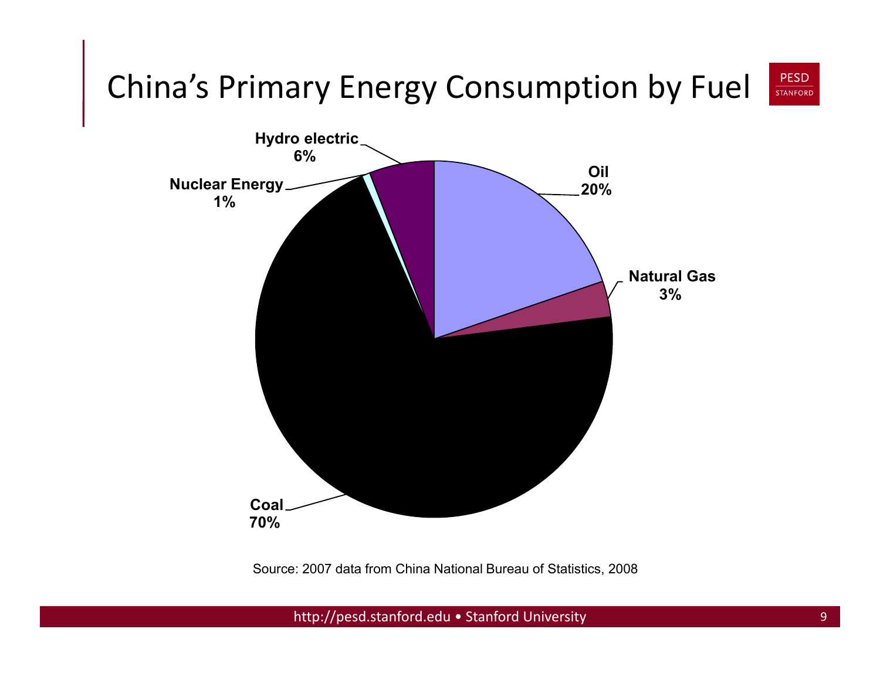# China's Primary Energy Consumption by Fuel

Hydro electric 6%

Oil 20%

Nuclear Energy 1%

Natural Gas 3%

Coal 70%

Source: 2007 data from China National Bureau of Statistics, 2008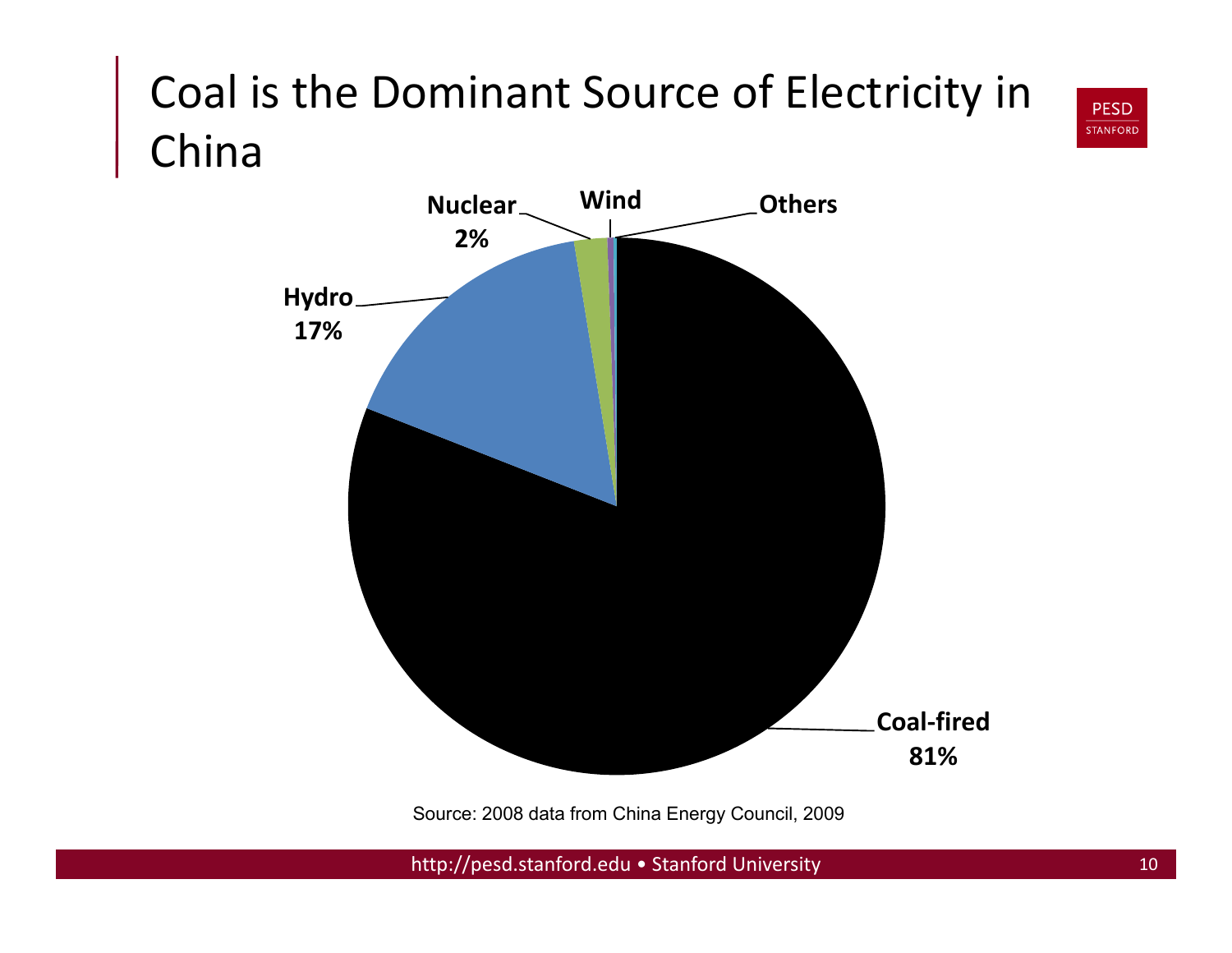# Coal is the Dominant Source of Electricity in China

PESD STANFORD

Nuclear 2%

Wind

Others

Hydro 17%

Coal-fired 81%

Source: 2008 data from China Energy Council, 2009

http://pesd.stanford.edu • Stanford University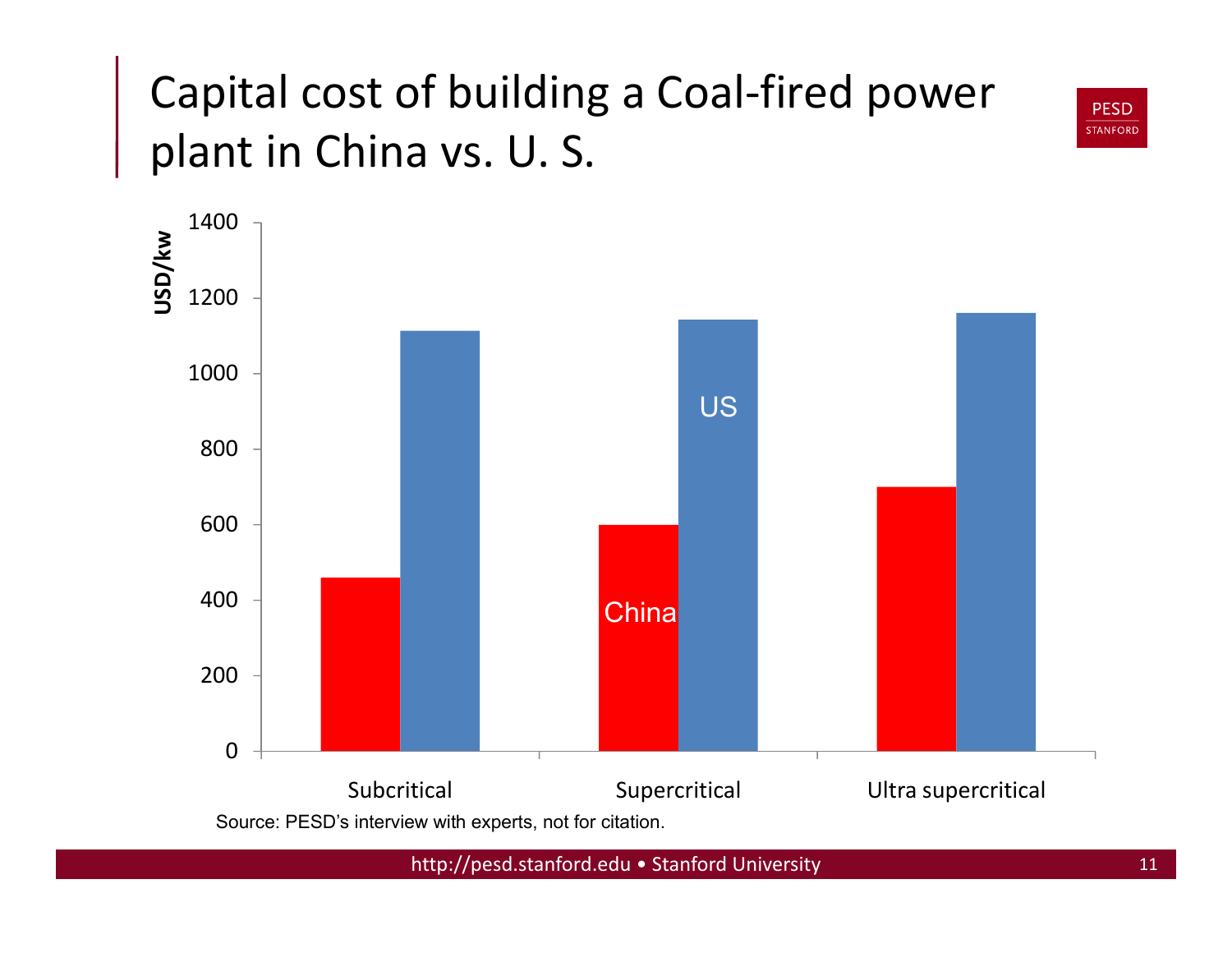# Capital cost of building a Coal-fired power plant in China vs. U. S.

USD/kw

| | China | US |
|---|---|---|
| Subcritical | ~460 | ~1110 |
| Supercritical | ~600 | ~1140 |
| Ultra supercritical | ~700 | ~1160 |

Source: PESD's interview with experts, not for citation.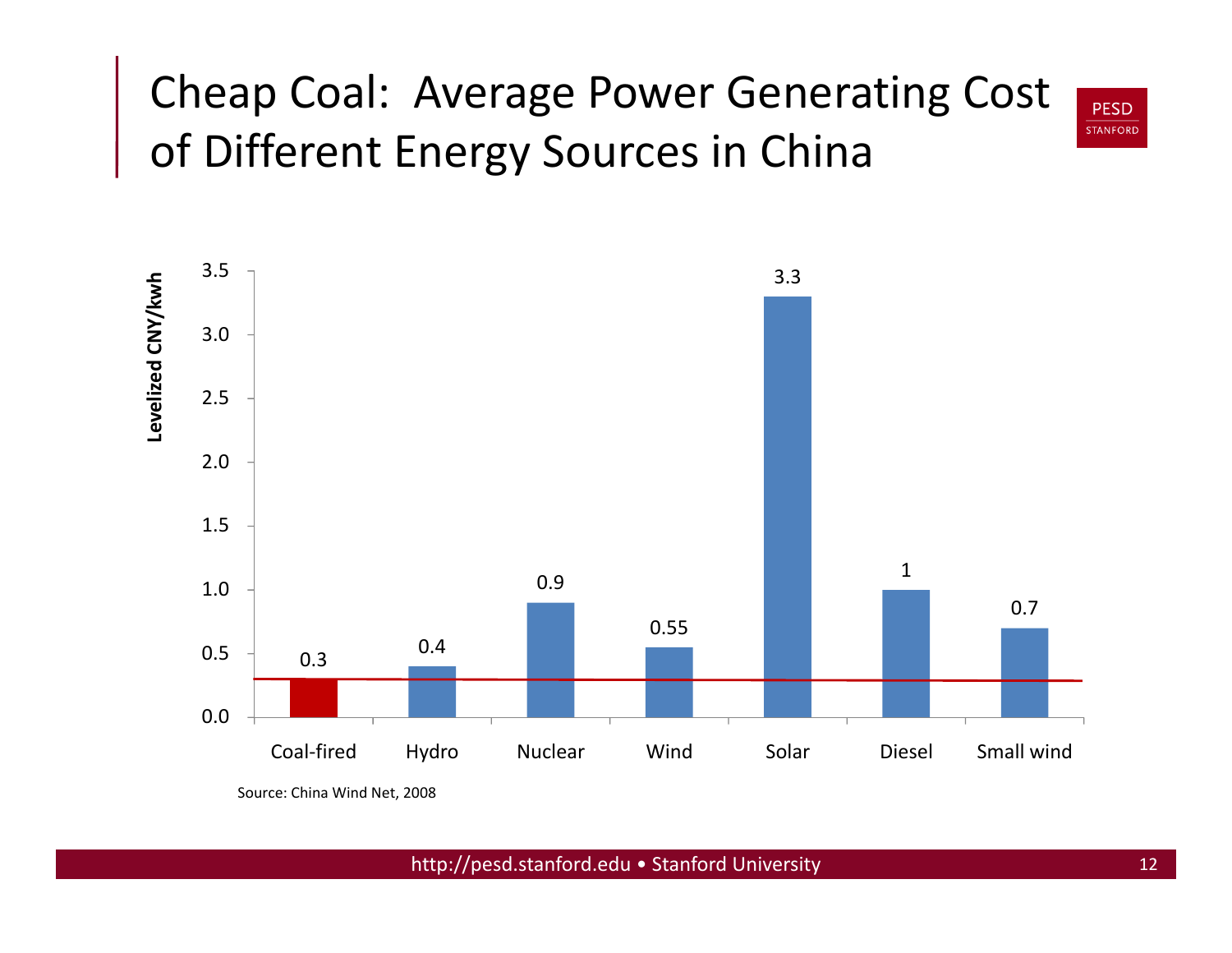# Cheap Coal: Average Power Generating Cost of Different Energy Sources in China

| Energy Source | Levelized CNY/kwh |
|---|---|
| Coal-fired | 0.3 |
| Hydro | 0.4 |
| Nuclear | 0.9 |
| Wind | 0.55 |
| Solar | 3.3 |
| Diesel | 1 |
| Small wind | 0.7 |

Source: China Wind Net, 2008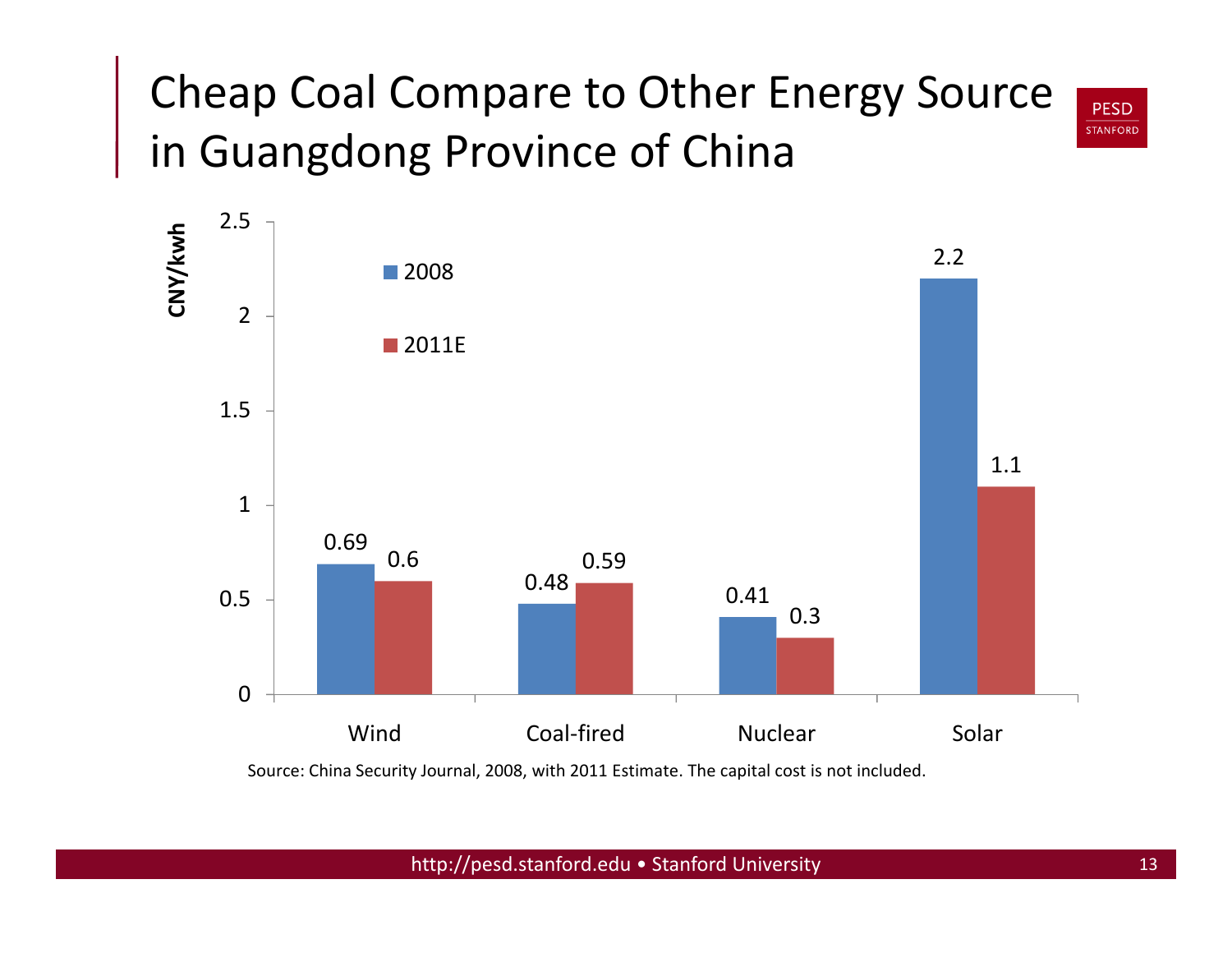# Cheap Coal Compare to Other Energy Source in Guangdong Province of China

| CNY/kwh | 2008 | 2011E |
|---|---|---|
| Wind | 0.69 | 0.6 |
| Coal-fired | 0.48 | 0.59 |
| Nuclear | 0.41 | 0.3 |
| Solar | 2.2 | 1.1 |

Source: China Security Journal, 2008, with 2011 Estimate. The capital cost is not included.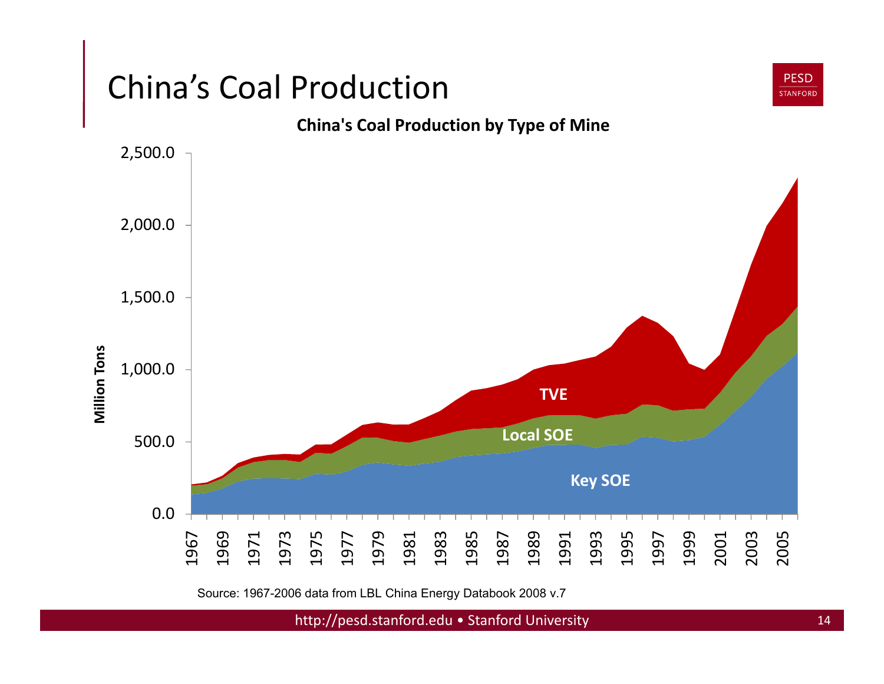# China's Coal Production

**China's Coal Production by Type of Mine**

Source: 1967-2006 data from LBL China Energy Databook 2008 v.7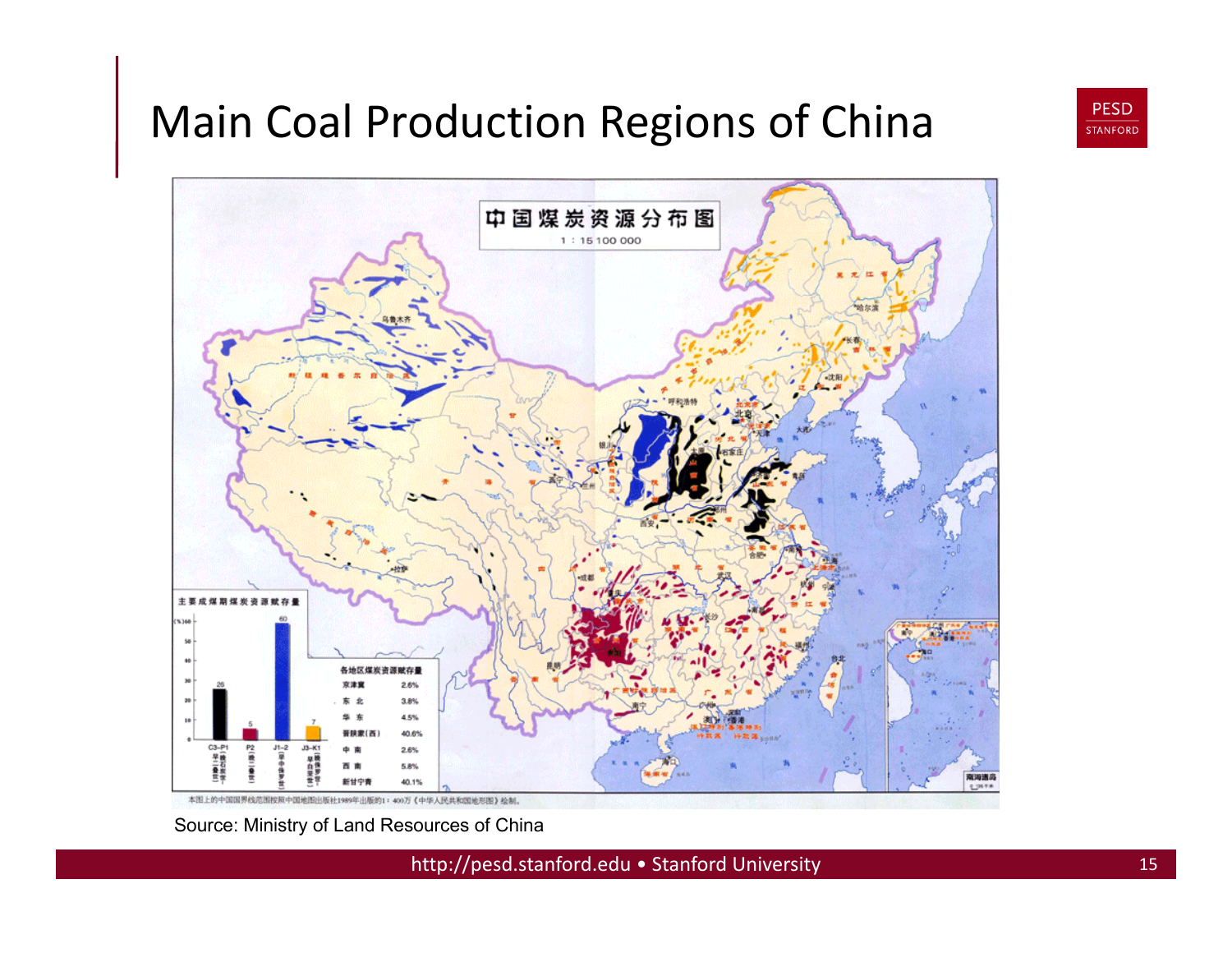# Main Coal Production Regions of China

中国煤炭资源分布图

1 : 15 100 000

主要成煤期煤炭资源赋存量

| 成煤期 | (%) |
|---|---|
| C3-P1 | 26 |
| P2 | 5 |
| J1-2 | 60 |
| J3-K1 | 7 |

各地区煤炭资源赋存量

| 地区 | 赋存量 |
|---|---|
| 京津冀 | 2.6% |
| 东北 | 3.8% |
| 华东 | 4.5% |
| 晋陕蒙(西) | 40.6% |
| 中南 | 2.6% |
| 西南 | 5.8% |
| 新甘宁青 | 40.1% |

Source: Ministry of Land Resources of China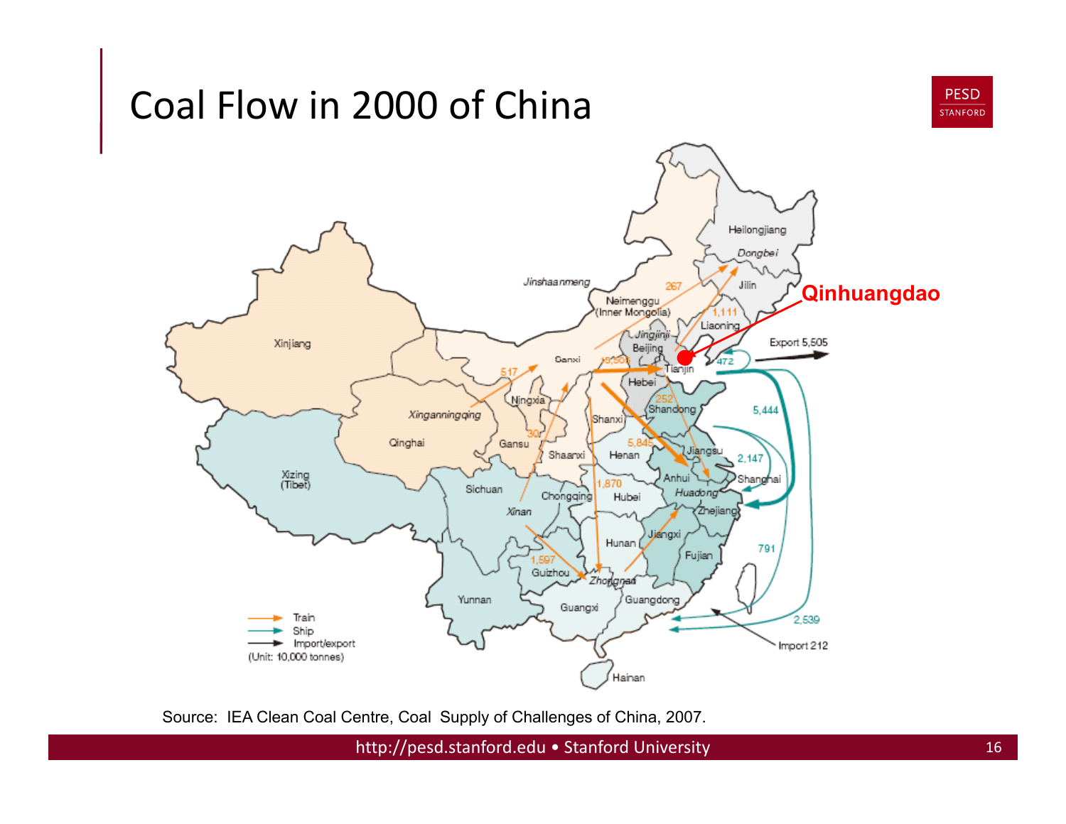# Coal Flow in 2000 of China

Source: IEA Clean Coal Centre, Coal Supply of Challenges of China, 2007.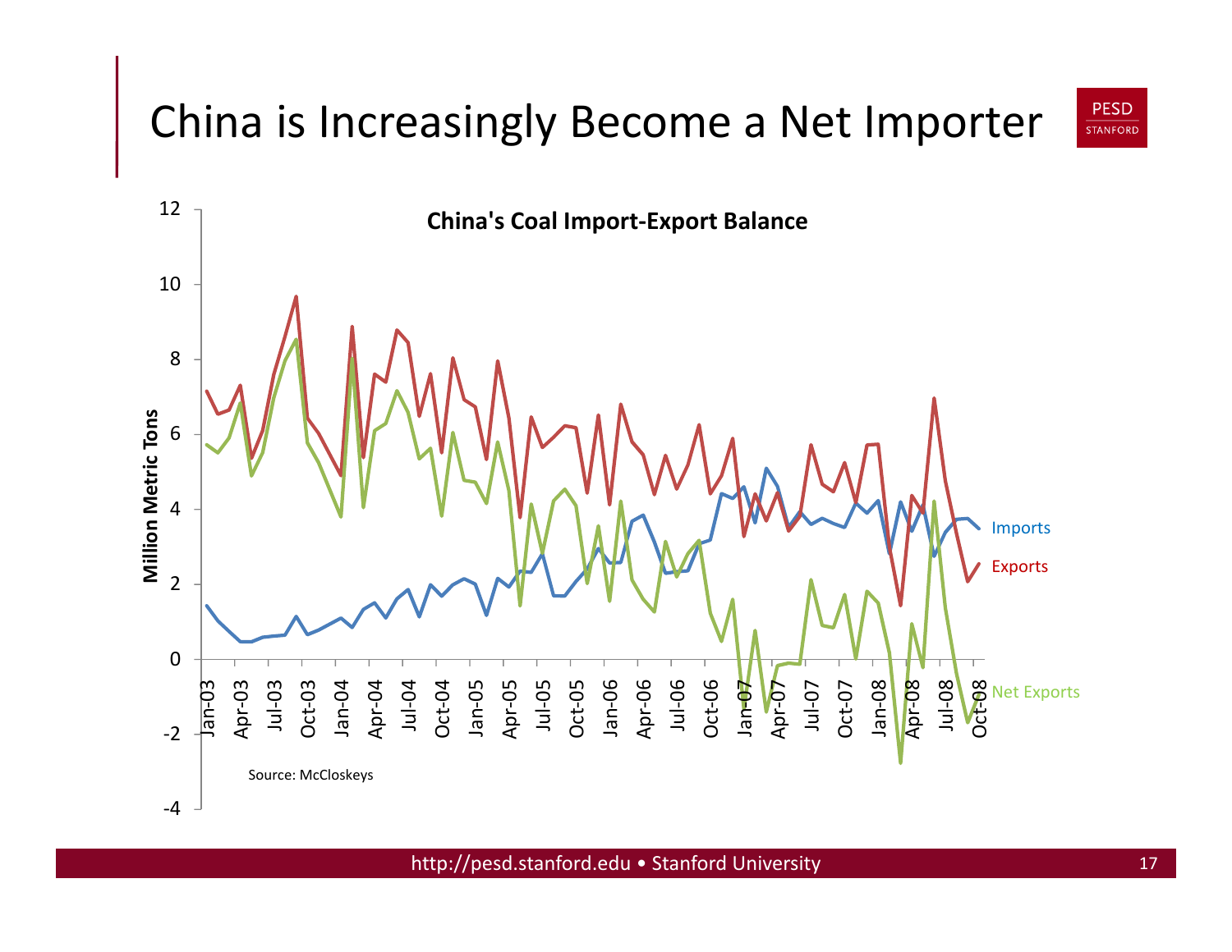# China is Increasingly Become a Net Importer

**China's Coal Import-Export Balance**

Million Metric Tons

Imports

Exports

Net Exports

Source: McCloskeys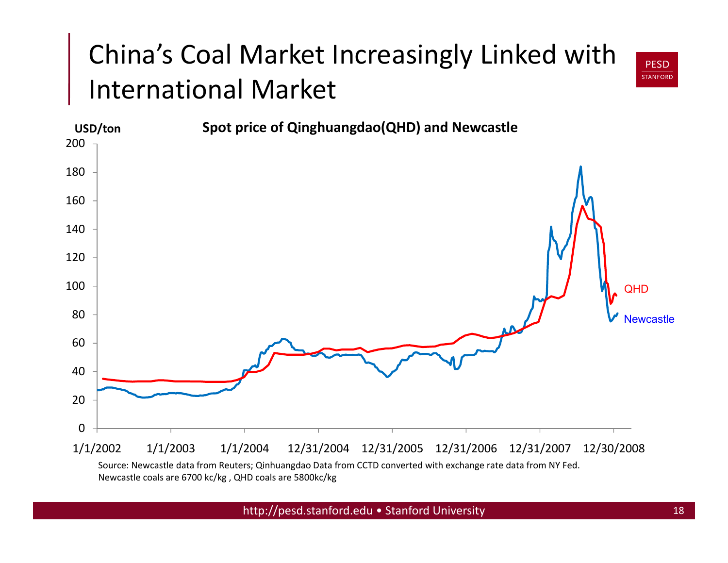# China's Coal Market Increasingly Linked with International Market

**Spot price of Qinghuangdao(QHD) and Newcastle**

USD/ton

Source: Newcastle data from Reuters; Qinhuangdao Data from CCTD converted with exchange rate data from NY Fed. Newcastle coals are 6700 kc/kg , QHD coals are 5800kc/kg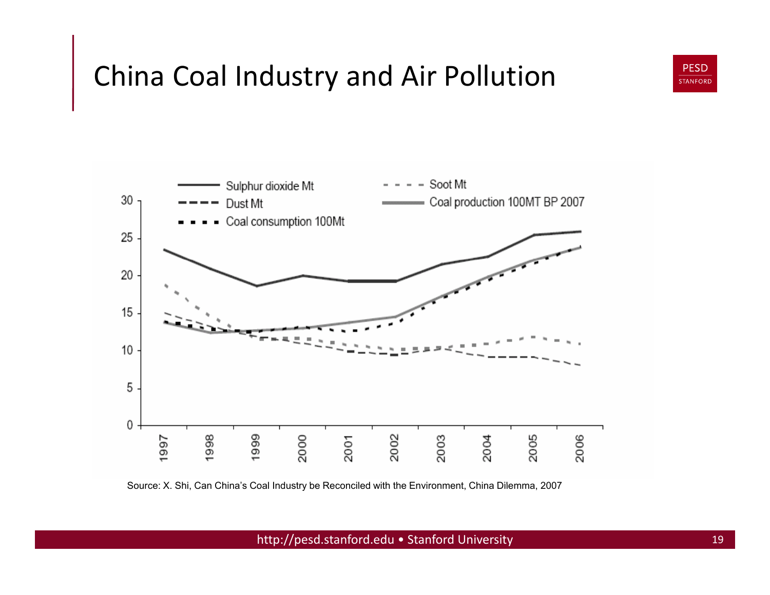# China Coal Industry and Air Pollution

Source: X. Shi, Can China's Coal Industry be Reconciled with the Environment, China Dilemma, 2007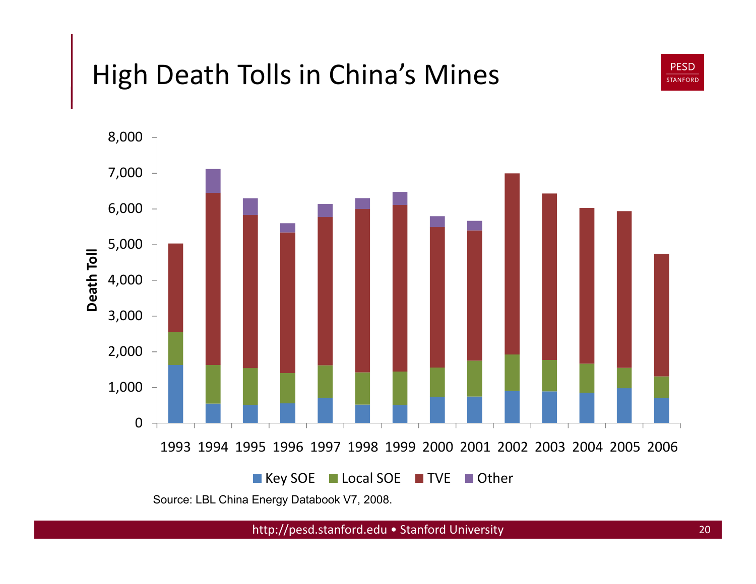# High Death Tolls in China's Mines

Death Toll

8,000
7,000
6,000
5,000
4,000
3,000
2,000
1,000
0

1993 1994 1995 1996 1997 1998 1999 2000 2001 2002 2003 2004 2005 2006

Key SOE | Local SOE | TVE | Other

Source: LBL China Energy Databook V7, 2008.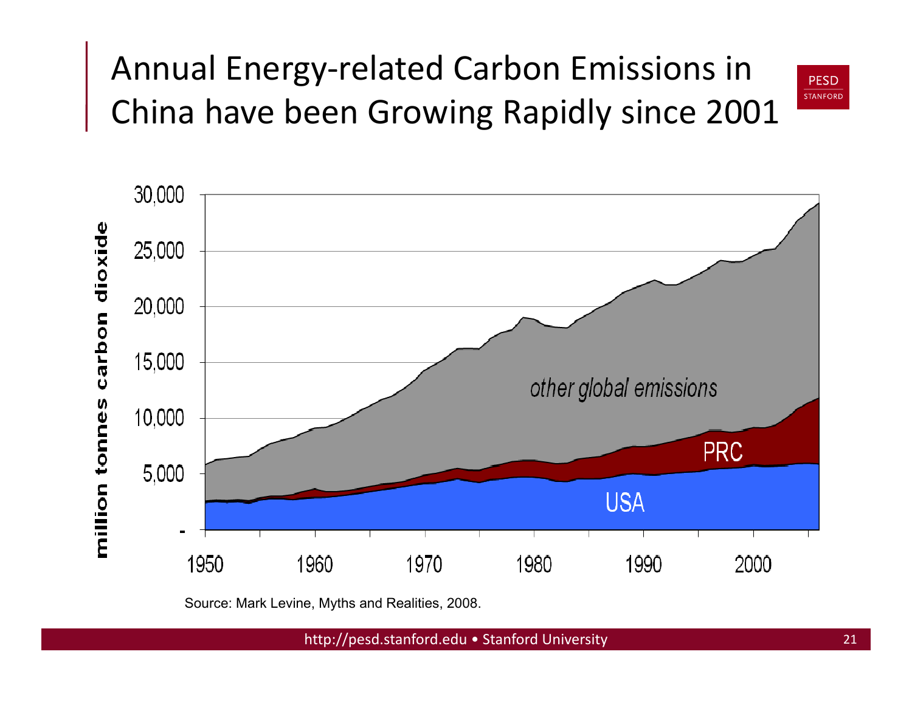# Annual Energy-related Carbon Emissions in China have been Growing Rapidly since 2001

Source: Mark Levine, Myths and Realities, 2008.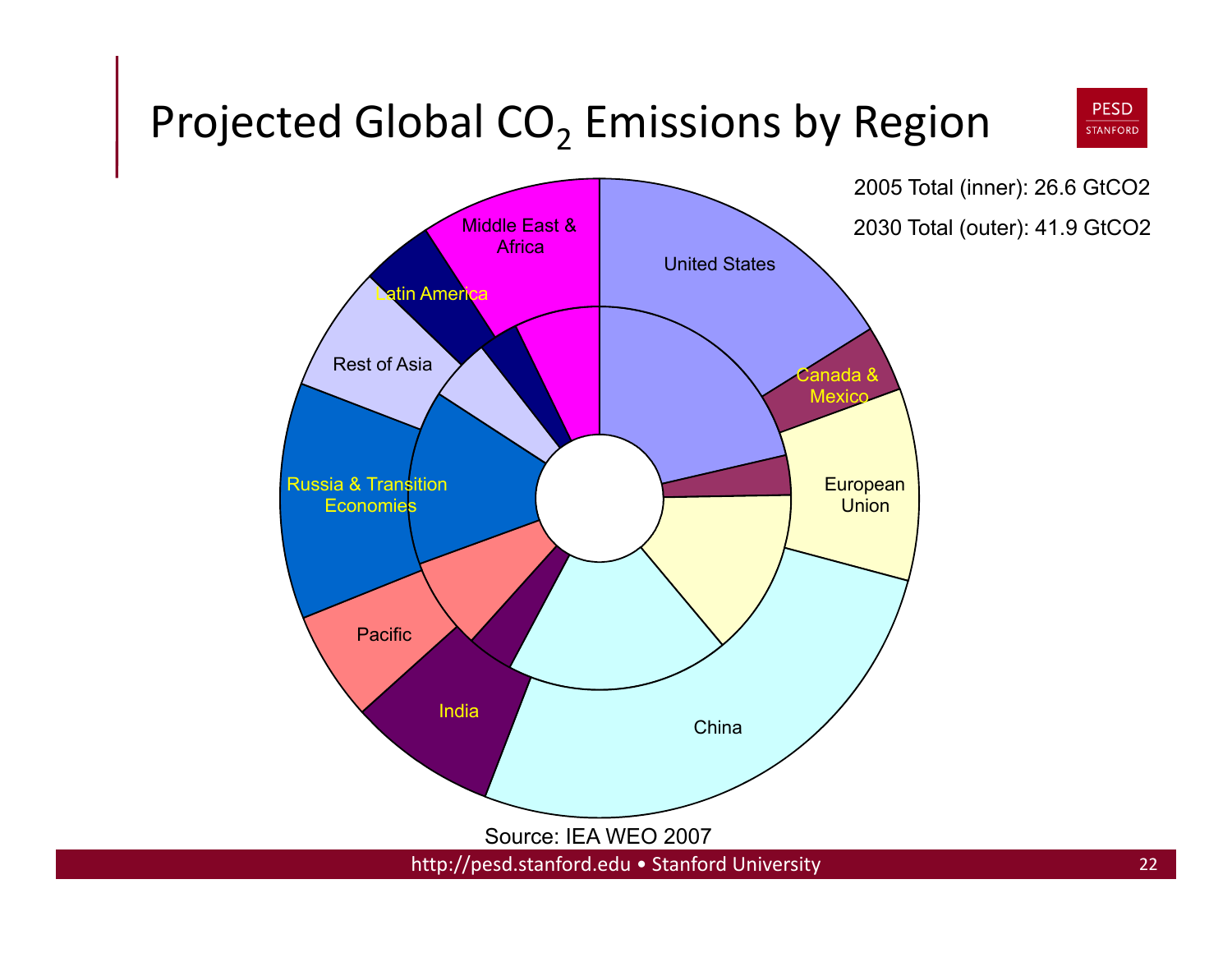# Projected Global $CO_2$ Emissions by Region

2005 Total (inner): 26.6 GtCO2

2030 Total (outer): 41.9 GtCO2

United States

Canada & Mexico

European Union

China

India

Pacific

Russia & Transition Economies

Rest of Asia

Latin America

Middle East & Africa

Source: IEA WEO 2007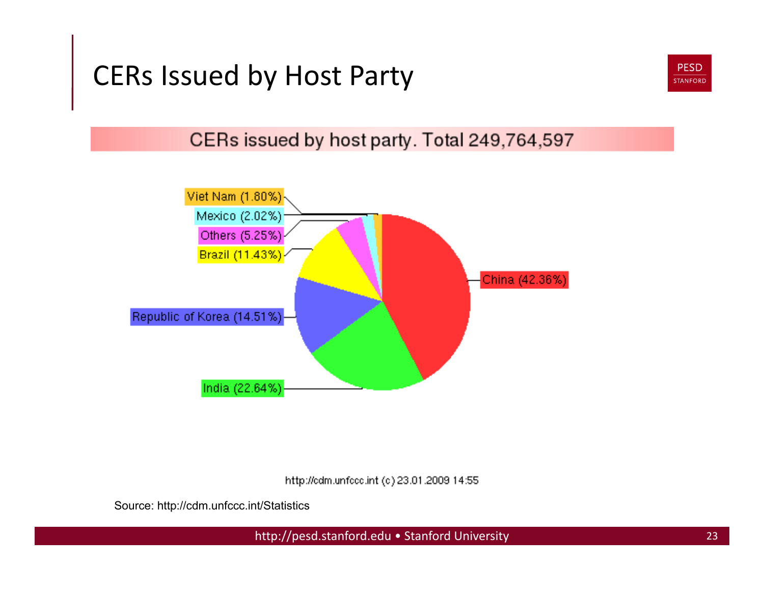# CERs Issued by Host Party

CERs issued by host party. Total 249,764,597

- Viet Nam (1.80%)
- Mexico (2.02%)
- Others (5.25%)
- Brazil (11.43%)
- Republic of Korea (14.51%)
- India (22.64%)
- China (42.36%)

http://cdm.unfccc.int (c) 23.01.2009 14:55

Source: http://cdm.unfccc.int/Statistics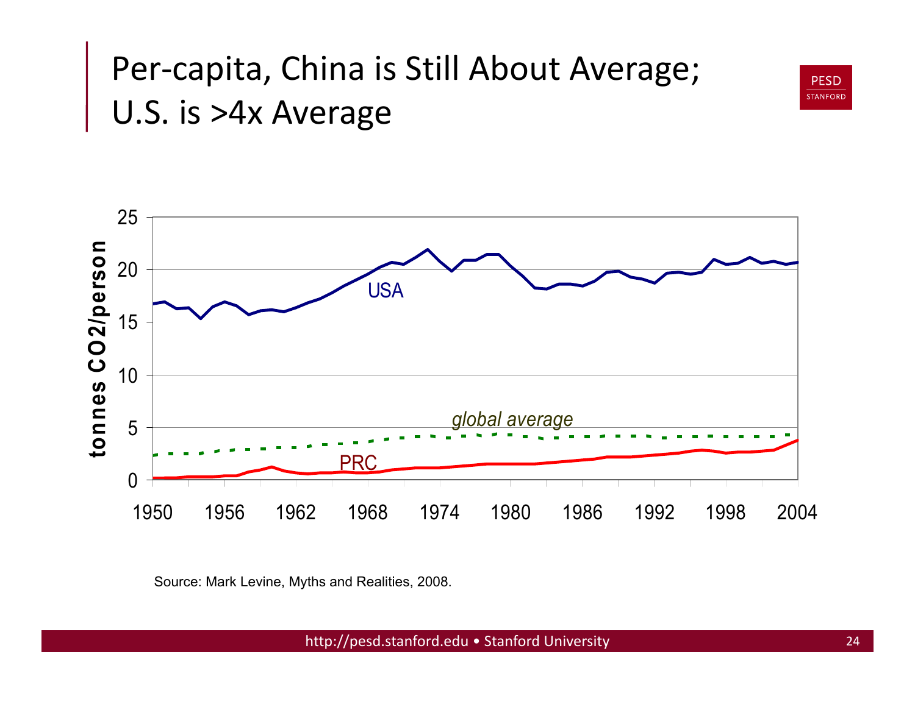# Per-capita, China is Still About Average; U.S. is >4x Average

Source: Mark Levine, Myths and Realities, 2008.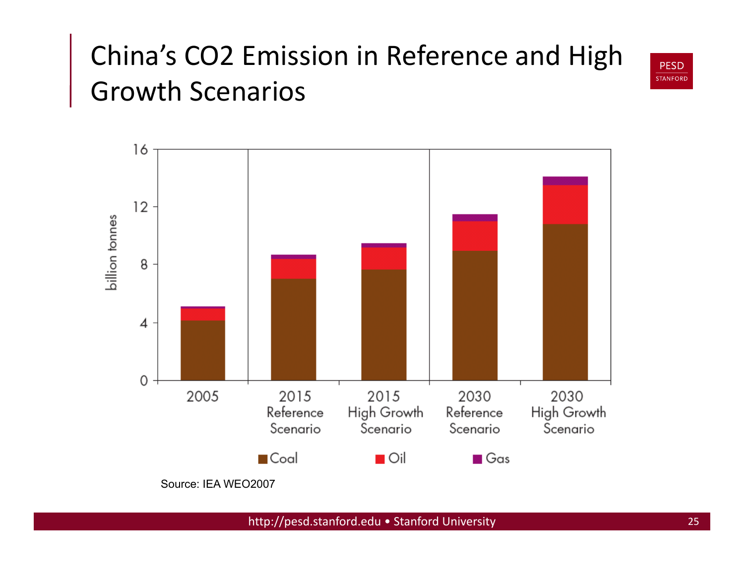# China's $CO_2$ Emission in Reference and High Growth Scenarios

billion tonnes

16

12

8

4

0

2005

2015 Reference Scenario

2015 High Growth Scenario

2030 Reference Scenario

2030 High Growth Scenario

Coal · Oil · Gas

Source: IEA WEO2007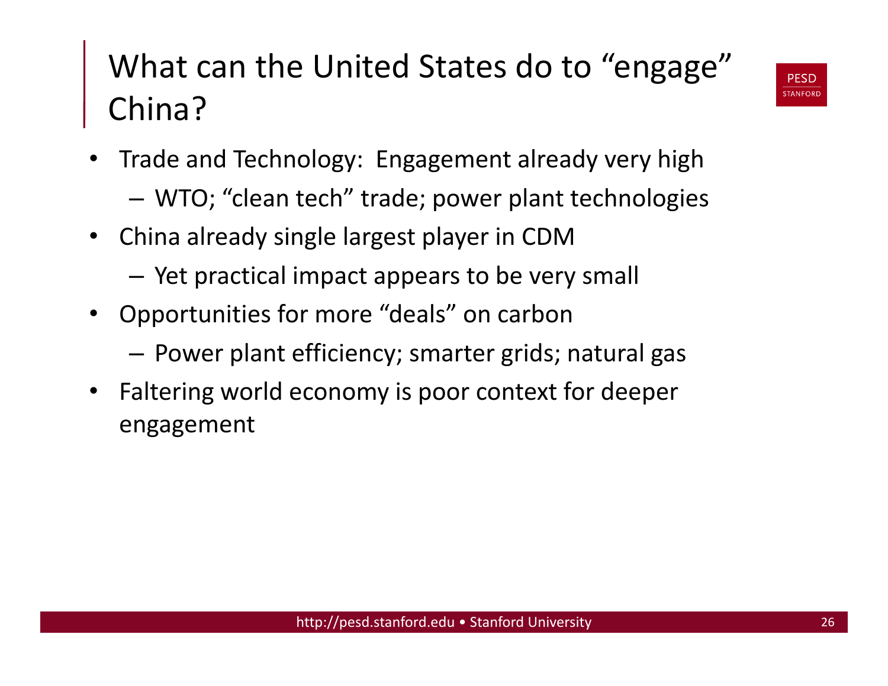# What can the United States do to "engage" China?

- Trade and Technology: Engagement already very high
  - WTO; "clean tech" trade; power plant technologies
- China already single largest player in CDM
  - Yet practical impact appears to be very small
- Opportunities for more "deals" on carbon
  - Power plant efficiency; smarter grids; natural gas
- Faltering world economy is poor context for deeper engagement